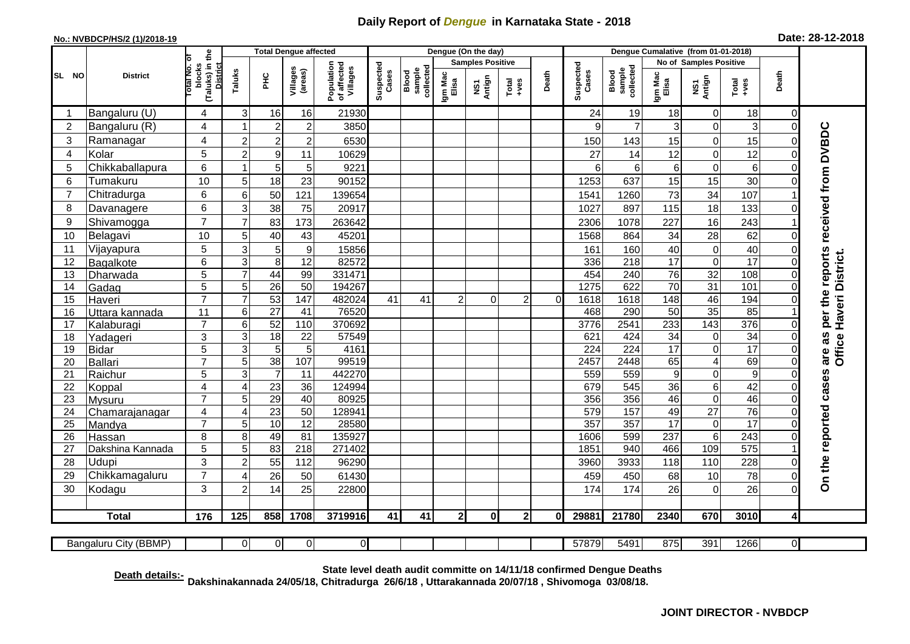# Daily Report of *Dengue* in Karnataka State - 2018

**No.: NVBDCP/HS/2 (1)/2018-19**

**Date: 28-12-2018**

| SL NO | District | Total No. of blocks (Taluks) in the District | Total Dengue affected | | | | Dengue (On the day) | | | | | | | Dengue Cumalative (from 01-01-2018) | | | | | | | |
|---|---|---|---|---|---|---|---|---|---|---|---|---|---|---|---|---|---|---|---|---|
| | | | Taluks | PHC | Villages (areas) | Population of affected Villages | Suspected Cases | Blood sample collected | Samples Positive | | | Death | Suspected Cases | Blood sample collected | No of Samples Positive | | | Death | |
| | | | | | | | | | Igm Mac Elisa | NS1 Antign | Total +ves | | | | Igm Mac Elisa | NS1 Antign | Total +ves | | |
| 1 | Bangaluru (U) | 4 | 3 | 16 | 16 | 21930 | | | | | | | 24 | 19 | 18 | 0 | 18 | 0 | On the reported cases are as per the reports received from DVBDC Office Haveri District. |
| 2 | Bangaluru (R) | 4 | 1 | 2 | 2 | 3850 | | | | | | | 9 | 7 | 3 | 0 | 3 | 0 | |
| 3 | Ramanagar | 4 | 2 | 2 | 2 | 6530 | | | | | | | 150 | 143 | 15 | 0 | 15 | 0 | |
| 4 | Kolar | 5 | 2 | 9 | 11 | 10629 | | | | | | | 27 | 14 | 12 | 0 | 12 | 0 | |
| 5 | Chikkaballapura | 6 | 1 | 5 | 5 | 9221 | | | | | | | 6 | 6 | 6 | 0 | 6 | 0 | |
| 6 | Tumakuru | 10 | 5 | 18 | 23 | 90152 | | | | | | | 1253 | 637 | 15 | 15 | 30 | 0 | |
| 7 | Chitradurga | 6 | 6 | 50 | 121 | 139654 | | | | | | | 1541 | 1260 | 73 | 34 | 107 | 1 | |
| 8 | Davanagere | 6 | 3 | 38 | 75 | 20917 | | | | | | | 1027 | 897 | 115 | 18 | 133 | 0 | |
| 9 | Shivamogga | 7 | 7 | 83 | 173 | 263642 | | | | | | | 2306 | 1078 | 227 | 16 | 243 | 1 | |
| 10 | Belagavi | 10 | 5 | 40 | 43 | 45201 | | | | | | | 1568 | 864 | 34 | 28 | 62 | 0 | |
| 11 | Vijayapura | 5 | 3 | 5 | 9 | 15856 | | | | | | | 161 | 160 | 40 | 0 | 40 | 0 | |
| 12 | Bagalkote | 6 | 3 | 8 | 12 | 82572 | | | | | | | 336 | 218 | 17 | 0 | 17 | 0 | |
| 13 | Dharwada | 5 | 7 | 44 | 99 | 331471 | | | | | | | 454 | 240 | 76 | 32 | 108 | 0 | |
| 14 | Gadag | 5 | 5 | 26 | 50 | 194267 | | | | | | | 1275 | 622 | 70 | 31 | 101 | 0 | |
| 15 | Haveri | 7 | 7 | 53 | 147 | 482024 | 41 | 41 | 2 | 0 | 2 | 0 | 1618 | 1618 | 148 | 46 | 194 | 0 | |
| 16 | Uttara kannada | 11 | 6 | 27 | 41 | 76520 | | | | | | | 468 | 290 | 50 | 35 | 85 | 1 | |
| 17 | Kalaburagi | 7 | 6 | 52 | 110 | 370692 | | | | | | | 3776 | 2541 | 233 | 143 | 376 | 0 | |
| 18 | Yadageri | 3 | 3 | 18 | 22 | 57549 | | | | | | | 621 | 424 | 34 | 0 | 34 | 0 | |
| 19 | Bidar | 5 | 3 | 5 | 5 | 4161 | | | | | | | 224 | 224 | 17 | 0 | 17 | 0 | |
| 20 | Ballari | 7 | 5 | 38 | 107 | 99519 | | | | | | | 2457 | 2448 | 65 | 4 | 69 | 0 | |
| 21 | Raichur | 5 | 3 | 7 | 11 | 442270 | | | | | | | 559 | 559 | 9 | 0 | 9 | 0 | |
| 22 | Koppal | 4 | 4 | 23 | 36 | 124994 | | | | | | | 679 | 545 | 36 | 6 | 42 | 0 | |
| 23 | Mysuru | 7 | 5 | 29 | 40 | 80925 | | | | | | | 356 | 356 | 46 | 0 | 46 | 0 | |
| 24 | Chamarajanagar | 4 | 4 | 23 | 50 | 128941 | | | | | | | 579 | 157 | 49 | 27 | 76 | 0 | |
| 25 | Mandya | 7 | 5 | 10 | 12 | 28580 | | | | | | | 357 | 357 | 17 | 0 | 17 | 0 | |
| 26 | Hassan | 8 | 8 | 49 | 81 | 135927 | | | | | | | 1606 | 599 | 237 | 6 | 243 | 0 | |
| 27 | Dakshina Kannada | 5 | 5 | 83 | 218 | 271402 | | | | | | | 1851 | 940 | 466 | 109 | 575 | 1 | |
| 28 | Udupi | 3 | 2 | 55 | 112 | 96290 | | | | | | | 3960 | 3933 | 118 | 110 | 228 | 0 | |
| 29 | Chikkamagaluru | 7 | 4 | 26 | 50 | 61430 | | | | | | | 459 | 450 | 68 | 10 | 78 | 0 | |
| 30 | Kodagu | 3 | 2 | 14 | 25 | 22800 | | | | | | | 174 | 174 | 26 | 0 | 26 | 0 | |
| | **Total** | **176** | **125** | **858** | **1708** | **3719916** | **41** | **41** | **2** | **0** | **2** | **0** | **29881** | **21780** | **2340** | **670** | **3010** | **4** | |
| | Bangaluru City (BBMP) | | 0 | 0 | 0 | 0 | | | | | | | 57879 | 5491 | 875 | 391 | 1266 | 0 | |

**Death details:-** State level death audit committe on 14/11/18 confirmed Dengue Deaths Dakshinakannada 24/05/18, Chitradurga 26/6/18 , Uttarakannada 20/07/18 , Shivomoga 03/08/18.

**JOINT DIRECTOR - NVBDCP**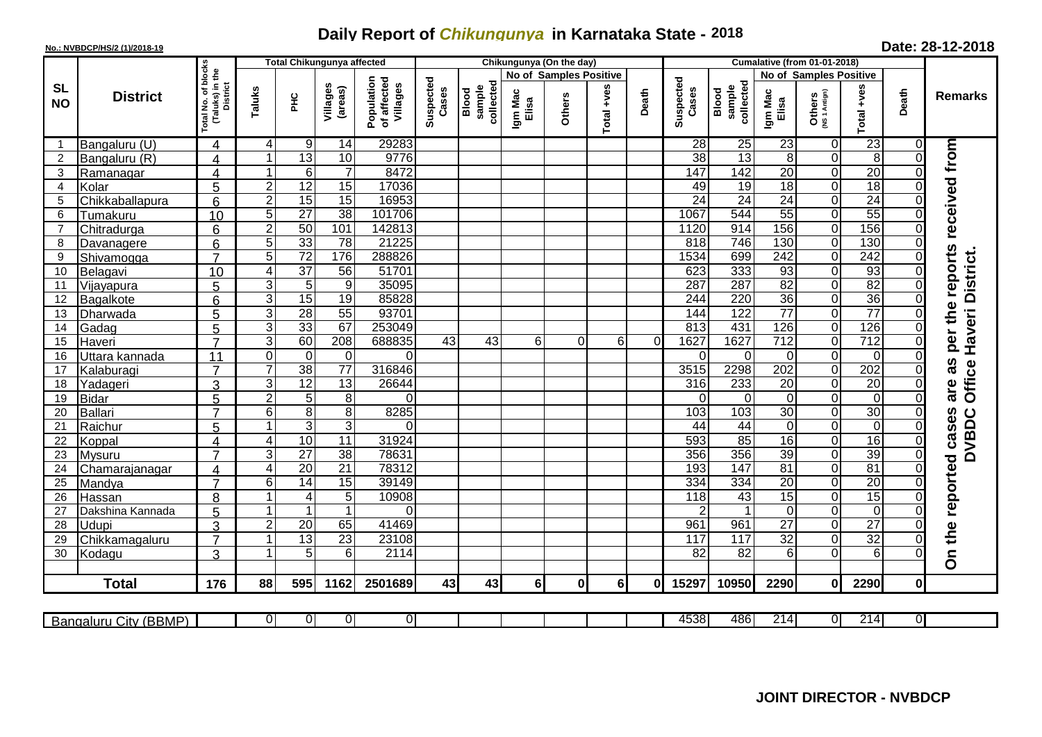# Daily Report of *Chikungunya* in Karnataka State - 2018

**No.: NVBDCP/HS/2 (1)/2018-19**

**Date: 28-12-2018**

| SL NO | District | Total No. of blocks (Taluks) in the District | Total Chikungunya affected | | | | Chikungunya (On the day) | | | | | | | Cumalative (from 01-01-2018) | | | | | | | Remarks |
|---|---|---|---|---|---|---|---|---|---|---|---|---|---|---|---|---|---|---|---|---|---|
| | | | | | | | | | No of Samples Positive | | | | | | | No of Samples Positive | | | | | |
| | | | Taluks | PHC | Villages (areas) | Population of affected Villages | Suspected Cases | Blood sample collected | Igm Mac Elisa | Others | Total +ves | Death | Suspected Cases | Blood sample collected | Igm Mac Elisa | Others (NS1 Antign) | Total +ves | Death | |
| 1 | Bangaluru (U) | 4 | 4 | 9 | 14 | 29283 | | | | | | | 28 | 25 | 23 | 0 | 23 | 0 | On the reported cases are as per the reports received from DVBDC Office Haveri District. |
| 2 | Bangaluru (R) | 4 | 1 | 13 | 10 | 9776 | | | | | | | 38 | 13 | 8 | 0 | 8 | 0 | |
| 3 | Ramanagar | 4 | 1 | 6 | 7 | 8472 | | | | | | | 147 | 142 | 20 | 0 | 20 | 0 | |
| 4 | Kolar | 5 | 2 | 12 | 15 | 17036 | | | | | | | 49 | 19 | 18 | 0 | 18 | 0 | |
| 5 | Chikkaballapura | 6 | 2 | 15 | 15 | 16953 | | | | | | | 24 | 24 | 24 | 0 | 24 | 0 | |
| 6 | Tumakuru | 10 | 5 | 27 | 38 | 101706 | | | | | | | 1067 | 544 | 55 | 0 | 55 | 0 | |
| 7 | Chitradurga | 6 | 2 | 50 | 101 | 142813 | | | | | | | 1120 | 914 | 156 | 0 | 156 | 0 | |
| 8 | Davanagere | 6 | 5 | 33 | 78 | 21225 | | | | | | | 818 | 746 | 130 | 0 | 130 | 0 | |
| 9 | Shivamogga | 7 | 5 | 72 | 176 | 288826 | | | | | | | 1534 | 699 | 242 | 0 | 242 | 0 | |
| 10 | Belagavi | 10 | 4 | 37 | 56 | 51701 | | | | | | | 623 | 333 | 93 | 0 | 93 | 0 | |
| 11 | Vijayapura | 5 | 3 | 5 | 9 | 35095 | | | | | | | 287 | 287 | 82 | 0 | 82 | 0 | |
| 12 | Bagalkote | 6 | 3 | 15 | 19 | 85828 | | | | | | | 244 | 220 | 36 | 0 | 36 | 0 | |
| 13 | Dharwada | 5 | 3 | 28 | 55 | 93701 | | | | | | | 144 | 122 | 77 | 0 | 77 | 0 | |
| 14 | Gadag | 5 | 3 | 33 | 67 | 253049 | | | | | | | 813 | 431 | 126 | 0 | 126 | 0 | |
| 15 | Haveri | 7 | 3 | 60 | 208 | 688835 | 43 | 43 | 6 | 0 | 6 | 0 | 1627 | 1627 | 712 | 0 | 712 | 0 | |
| 16 | Uttara kannada | 11 | 0 | 0 | 0 | 0 | | | | | | | 0 | 0 | 0 | 0 | 0 | 0 | |
| 17 | Kalaburagi | 7 | 7 | 38 | 77 | 316846 | | | | | | | 3515 | 2298 | 202 | 0 | 202 | 0 | |
| 18 | Yadageri | 3 | 3 | 12 | 13 | 26644 | | | | | | | 316 | 233 | 20 | 0 | 20 | 0 | |
| 19 | Bidar | 5 | 2 | 5 | 8 | 0 | | | | | | | 0 | 0 | 0 | 0 | 0 | 0 | |
| 20 | Ballari | 7 | 6 | 8 | 8 | 8285 | | | | | | | 103 | 103 | 30 | 0 | 30 | 0 | |
| 21 | Raichur | 5 | 1 | 3 | 3 | 0 | | | | | | | 44 | 44 | 0 | 0 | 0 | 0 | |
| 22 | Koppal | 4 | 4 | 10 | 11 | 31924 | | | | | | | 593 | 85 | 16 | 0 | 16 | 0 | |
| 23 | Mysuru | 7 | 3 | 27 | 38 | 78631 | | | | | | | 356 | 356 | 39 | 0 | 39 | 0 | |
| 24 | Chamarajanagar | 4 | 4 | 20 | 21 | 78312 | | | | | | | 193 | 147 | 81 | 0 | 81 | 0 | |
| 25 | Mandya | 7 | 6 | 14 | 15 | 39149 | | | | | | | 334 | 334 | 20 | 0 | 20 | 0 | |
| 26 | Hassan | 8 | 1 | 4 | 5 | 10908 | | | | | | | 118 | 43 | 15 | 0 | 15 | 0 | |
| 27 | Dakshina Kannada | 5 | 1 | 1 | 1 | 0 | | | | | | | 2 | 1 | 0 | 0 | 0 | 0 | |
| 28 | Udupi | 3 | 2 | 20 | 65 | 41469 | | | | | | | 961 | 961 | 27 | 0 | 27 | 0 | |
| 29 | Chikkamagaluru | 7 | 1 | 13 | 23 | 23108 | | | | | | | 117 | 117 | 32 | 0 | 32 | 0 | |
| 30 | Kodagu | 3 | 1 | 5 | 6 | 2114 | | | | | | | 82 | 82 | 6 | 0 | 6 | 0 | |
| | **Total** | **176** | **88** | **595** | **1162** | **2501689** | **43** | **43** | **6** | **0** | **6** | **0** | **15297** | **10950** | **2290** | **0** | **2290** | **0** | |

| | | | | | | | | | | | | | | | | | | | |
|---|---|---|---|---|---|---|---|---|---|---|---|---|---|---|---|---|---|---|---|
| Bangaluru City (BBMP) | | 0 | 0 | 0 | 0 | | | | | | | 4538 | 486 | 214 | 0 | 214 | 0 | |

**JOINT DIRECTOR - NVBDCP**